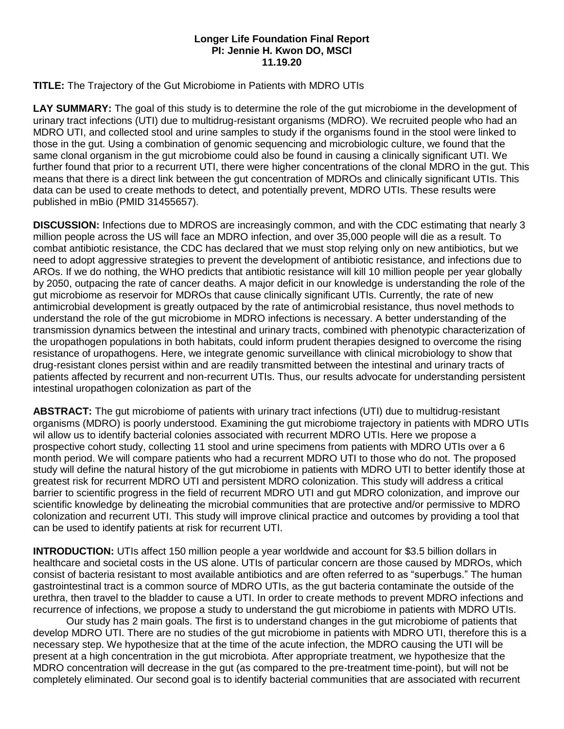**Longer Life Foundation Final Report**
**PI: Jennie H. Kwon DO, MSCI**
**11.19.20**

**TITLE:** The Trajectory of the Gut Microbiome in Patients with MDRO UTIs

**LAY SUMMARY:** The goal of this study is to determine the role of the gut microbiome in the development of urinary tract infections (UTI) due to multidrug-resistant organisms (MDRO). We recruited people who had an MDRO UTI, and collected stool and urine samples to study if the organisms found in the stool were linked to those in the gut. Using a combination of genomic sequencing and microbiologic culture, we found that the same clonal organism in the gut microbiome could also be found in causing a clinically significant UTI. We further found that prior to a recurrent UTI, there were higher concentrations of the clonal MDRO in the gut. This means that there is a direct link between the gut concentration of MDROs and clinically significant UTIs. This data can be used to create methods to detect, and potentially prevent, MDRO UTIs. These results were published in mBio (PMID 31455657).

**DISCUSSION:** Infections due to MDROS are increasingly common, and with the CDC estimating that nearly 3 million people across the US will face an MDRO infection, and over 35,000 people will die as a result. To combat antibiotic resistance, the CDC has declared that we must stop relying only on new antibiotics, but we need to adopt aggressive strategies to prevent the development of antibiotic resistance, and infections due to AROs. If we do nothing, the WHO predicts that antibiotic resistance will kill 10 million people per year globally by 2050, outpacing the rate of cancer deaths. A major deficit in our knowledge is understanding the role of the gut microbiome as reservoir for MDROs that cause clinically significant UTIs. Currently, the rate of new antimicrobial development is greatly outpaced by the rate of antimicrobial resistance, thus novel methods to understand the role of the gut microbiome in MDRO infections is necessary. A better understanding of the transmission dynamics between the intestinal and urinary tracts, combined with phenotypic characterization of the uropathogen populations in both habitats, could inform prudent therapies designed to overcome the rising resistance of uropathogens. Here, we integrate genomic surveillance with clinical microbiology to show that drug-resistant clones persist within and are readily transmitted between the intestinal and urinary tracts of patients affected by recurrent and non-recurrent UTIs. Thus, our results advocate for understanding persistent intestinal uropathogen colonization as part of the

**ABSTRACT:** The gut microbiome of patients with urinary tract infections (UTI) due to multidrug-resistant organisms (MDRO) is poorly understood. Examining the gut microbiome trajectory in patients with MDRO UTIs wil allow us to identify bacterial colonies associated with recurrent MDRO UTIs. Here we propose a prospective cohort study, collecting 11 stool and urine specimens from patients with MDRO UTIs over a 6 month period. We will compare patients who had a recurrent MDRO UTI to those who do not. The proposed study will define the natural history of the gut microbiome in patients with MDRO UTI to better identify those at greatest risk for recurrent MDRO UTI and persistent MDRO colonization. This study will address a critical barrier to scientific progress in the field of recurrent MDRO UTI and gut MDRO colonization, and improve our scientific knowledge by delineating the microbial communities that are protective and/or permissive to MDRO colonization and recurrent UTI. This study will improve clinical practice and outcomes by providing a tool that can be used to identify patients at risk for recurrent UTI.

**INTRODUCTION:** UTIs affect 150 million people a year worldwide and account for $3.5 billion dollars in healthcare and societal costs in the US alone. UTIs of particular concern are those caused by MDROs, which consist of bacteria resistant to most available antibiotics and are often referred to as "superbugs." The human gastrointestinal tract is a common source of MDRO UTIs, as the gut bacteria contaminate the outside of the urethra, then travel to the bladder to cause a UTI. In order to create methods to prevent MDRO infections and recurrence of infections, we propose a study to understand the gut microbiome in patients with MDRO UTIs.

Our study has 2 main goals. The first is to understand changes in the gut microbiome of patients that develop MDRO UTI. There are no studies of the gut microbiome in patients with MDRO UTI, therefore this is a necessary step. We hypothesize that at the time of the acute infection, the MDRO causing the UTI will be present at a high concentration in the gut microbiota. After appropriate treatment, we hypothesize that the MDRO concentration will decrease in the gut (as compared to the pre-treatment time-point), but will not be completely eliminated. Our second goal is to identify bacterial communities that are associated with recurrent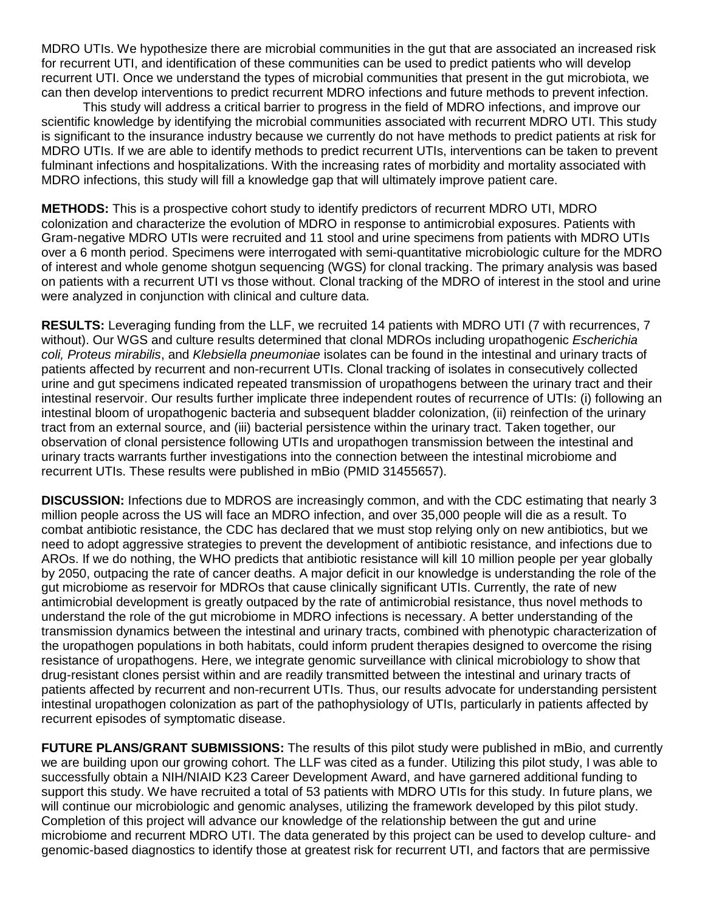MDRO UTIs. We hypothesize there are microbial communities in the gut that are associated an increased risk for recurrent UTI, and identification of these communities can be used to predict patients who will develop recurrent UTI. Once we understand the types of microbial communities that present in the gut microbiota, we can then develop interventions to predict recurrent MDRO infections and future methods to prevent infection.

This study will address a critical barrier to progress in the field of MDRO infections, and improve our scientific knowledge by identifying the microbial communities associated with recurrent MDRO UTI. This study is significant to the insurance industry because we currently do not have methods to predict patients at risk for MDRO UTIs. If we are able to identify methods to predict recurrent UTIs, interventions can be taken to prevent fulminant infections and hospitalizations. With the increasing rates of morbidity and mortality associated with MDRO infections, this study will fill a knowledge gap that will ultimately improve patient care.

**METHODS:** This is a prospective cohort study to identify predictors of recurrent MDRO UTI, MDRO colonization and characterize the evolution of MDRO in response to antimicrobial exposures. Patients with Gram-negative MDRO UTIs were recruited and 11 stool and urine specimens from patients with MDRO UTIs over a 6 month period. Specimens were interrogated with semi-quantitative microbiologic culture for the MDRO of interest and whole genome shotgun sequencing (WGS) for clonal tracking. The primary analysis was based on patients with a recurrent UTI vs those without. Clonal tracking of the MDRO of interest in the stool and urine were analyzed in conjunction with clinical and culture data.

**RESULTS:** Leveraging funding from the LLF, we recruited 14 patients with MDRO UTI (7 with recurrences, 7 without). Our WGS and culture results determined that clonal MDROs including uropathogenic *Escherichia coli, Proteus mirabilis*, and *Klebsiella pneumoniae* isolates can be found in the intestinal and urinary tracts of patients affected by recurrent and non-recurrent UTIs. Clonal tracking of isolates in consecutively collected urine and gut specimens indicated repeated transmission of uropathogens between the urinary tract and their intestinal reservoir. Our results further implicate three independent routes of recurrence of UTIs: (i) following an intestinal bloom of uropathogenic bacteria and subsequent bladder colonization, (ii) reinfection of the urinary tract from an external source, and (iii) bacterial persistence within the urinary tract. Taken together, our observation of clonal persistence following UTIs and uropathogen transmission between the intestinal and urinary tracts warrants further investigations into the connection between the intestinal microbiome and recurrent UTIs. These results were published in mBio (PMID 31455657).

**DISCUSSION:** Infections due to MDROS are increasingly common, and with the CDC estimating that nearly 3 million people across the US will face an MDRO infection, and over 35,000 people will die as a result. To combat antibiotic resistance, the CDC has declared that we must stop relying only on new antibiotics, but we need to adopt aggressive strategies to prevent the development of antibiotic resistance, and infections due to AROs. If we do nothing, the WHO predicts that antibiotic resistance will kill 10 million people per year globally by 2050, outpacing the rate of cancer deaths. A major deficit in our knowledge is understanding the role of the gut microbiome as reservoir for MDROs that cause clinically significant UTIs. Currently, the rate of new antimicrobial development is greatly outpaced by the rate of antimicrobial resistance, thus novel methods to understand the role of the gut microbiome in MDRO infections is necessary. A better understanding of the transmission dynamics between the intestinal and urinary tracts, combined with phenotypic characterization of the uropathogen populations in both habitats, could inform prudent therapies designed to overcome the rising resistance of uropathogens. Here, we integrate genomic surveillance with clinical microbiology to show that drug-resistant clones persist within and are readily transmitted between the intestinal and urinary tracts of patients affected by recurrent and non-recurrent UTIs. Thus, our results advocate for understanding persistent intestinal uropathogen colonization as part of the pathophysiology of UTIs, particularly in patients affected by recurrent episodes of symptomatic disease.

**FUTURE PLANS/GRANT SUBMISSIONS:** The results of this pilot study were published in mBio, and currently we are building upon our growing cohort. The LLF was cited as a funder. Utilizing this pilot study, I was able to successfully obtain a NIH/NIAID K23 Career Development Award, and have garnered additional funding to support this study. We have recruited a total of 53 patients with MDRO UTIs for this study. In future plans, we will continue our microbiologic and genomic analyses, utilizing the framework developed by this pilot study. Completion of this project will advance our knowledge of the relationship between the gut and urine microbiome and recurrent MDRO UTI. The data generated by this project can be used to develop culture- and genomic-based diagnostics to identify those at greatest risk for recurrent UTI, and factors that are permissive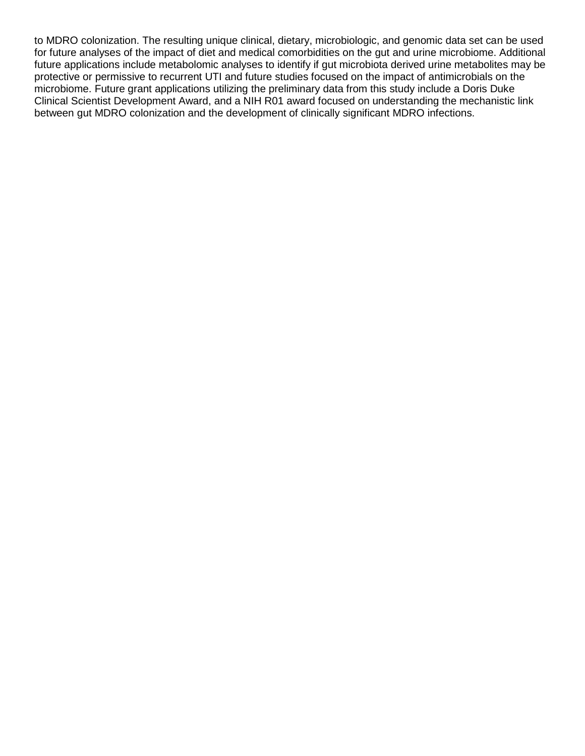to MDRO colonization. The resulting unique clinical, dietary, microbiologic, and genomic data set can be used for future analyses of the impact of diet and medical comorbidities on the gut and urine microbiome. Additional future applications include metabolomic analyses to identify if gut microbiota derived urine metabolites may be protective or permissive to recurrent UTI and future studies focused on the impact of antimicrobials on the microbiome. Future grant applications utilizing the preliminary data from this study include a Doris Duke Clinical Scientist Development Award, and a NIH R01 award focused on understanding the mechanistic link between gut MDRO colonization and the development of clinically significant MDRO infections.